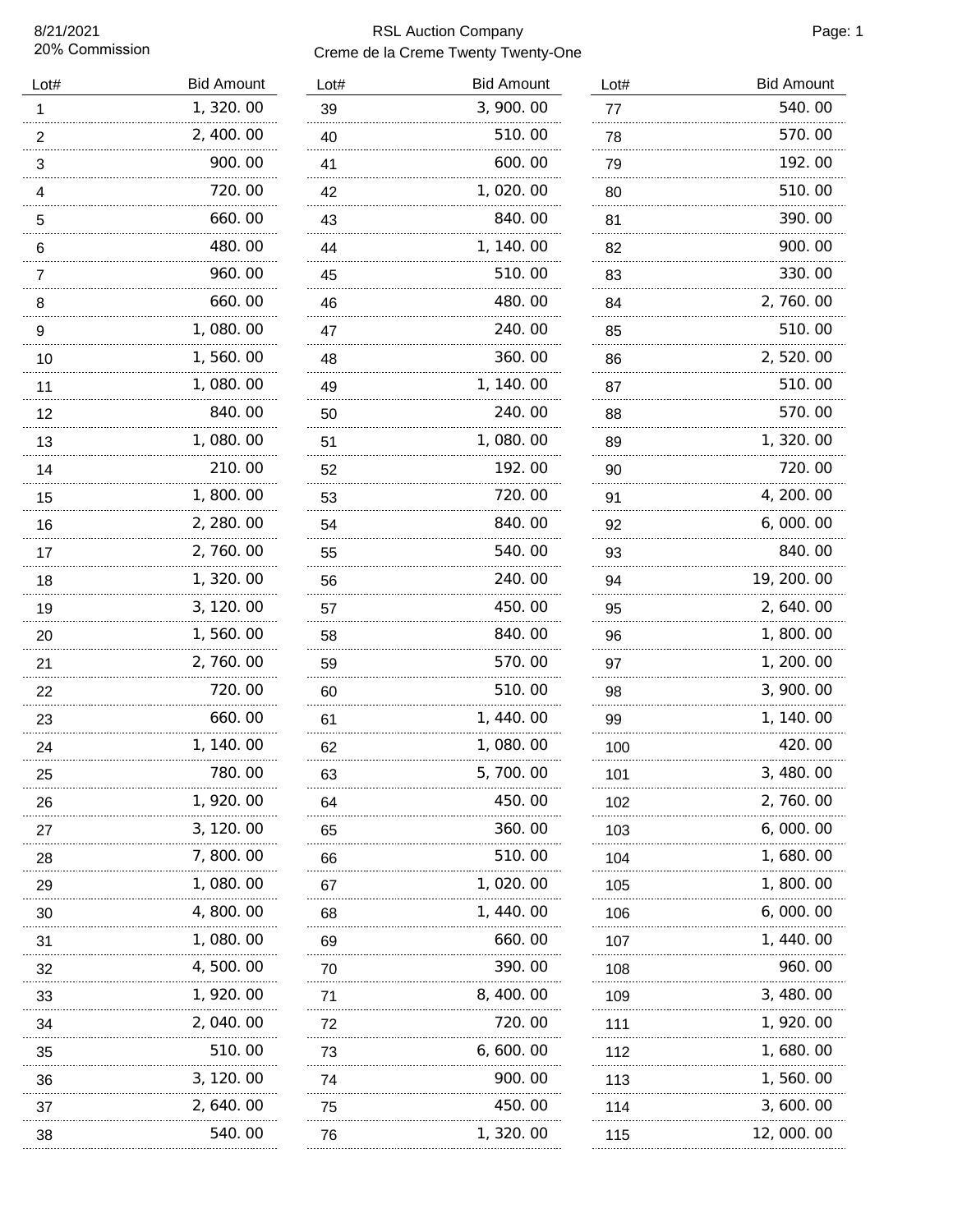8/21/2021
20% Commission

# RSL Auction Company

## Creme de la Creme Twenty Twenty-One

| Lot# | Bid Amount |
|---|---|
| 1 | 1,320.00 |
| 2 | 2,400.00 |
| 3 | 900.00 |
| 4 | 720.00 |
| 5 | 660.00 |
| 6 | 480.00 |
| 7 | 960.00 |
| 8 | 660.00 |
| 9 | 1,080.00 |
| 10 | 1,560.00 |
| 11 | 1,080.00 |
| 12 | 840.00 |
| 13 | 1,080.00 |
| 14 | 210.00 |
| 15 | 1,800.00 |
| 16 | 2,280.00 |
| 17 | 2,760.00 |
| 18 | 1,320.00 |
| 19 | 3,120.00 |
| 20 | 1,560.00 |
| 21 | 2,760.00 |
| 22 | 720.00 |
| 23 | 660.00 |
| 24 | 1,140.00 |
| 25 | 780.00 |
| 26 | 1,920.00 |
| 27 | 3,120.00 |
| 28 | 7,800.00 |
| 29 | 1,080.00 |
| 30 | 4,800.00 |
| 31 | 1,080.00 |
| 32 | 4,500.00 |
| 33 | 1,920.00 |
| 34 | 2,040.00 |
| 35 | 510.00 |
| 36 | 3,120.00 |
| 37 | 2,640.00 |
| 38 | 540.00 |
| 39 | 3,900.00 |
| 40 | 510.00 |
| 41 | 600.00 |
| 42 | 1,020.00 |
| 43 | 840.00 |
| 44 | 1,140.00 |
| 45 | 510.00 |
| 46 | 480.00 |
| 47 | 240.00 |
| 48 | 360.00 |
| 49 | 1,140.00 |
| 50 | 240.00 |
| 51 | 1,080.00 |
| 52 | 192.00 |
| 53 | 720.00 |
| 54 | 840.00 |
| 55 | 540.00 |
| 56 | 240.00 |
| 57 | 450.00 |
| 58 | 840.00 |
| 59 | 570.00 |
| 60 | 510.00 |
| 61 | 1,440.00 |
| 62 | 1,080.00 |
| 63 | 5,700.00 |
| 64 | 450.00 |
| 65 | 360.00 |
| 66 | 510.00 |
| 67 | 1,020.00 |
| 68 | 1,440.00 |
| 69 | 660.00 |
| 70 | 390.00 |
| 71 | 8,400.00 |
| 72 | 720.00 |
| 73 | 6,600.00 |
| 74 | 900.00 |
| 75 | 450.00 |
| 76 | 1,320.00 |
| 77 | 540.00 |
| 78 | 570.00 |
| 79 | 192.00 |
| 80 | 510.00 |
| 81 | 390.00 |
| 82 | 900.00 |
| 83 | 330.00 |
| 84 | 2,760.00 |
| 85 | 510.00 |
| 86 | 2,520.00 |
| 87 | 510.00 |
| 88 | 570.00 |
| 89 | 1,320.00 |
| 90 | 720.00 |
| 91 | 4,200.00 |
| 92 | 6,000.00 |
| 93 | 840.00 |
| 94 | 19,200.00 |
| 95 | 2,640.00 |
| 96 | 1,800.00 |
| 97 | 1,200.00 |
| 98 | 3,900.00 |
| 99 | 1,140.00 |
| 100 | 420.00 |
| 101 | 3,480.00 |
| 102 | 2,760.00 |
| 103 | 6,000.00 |
| 104 | 1,680.00 |
| 105 | 1,800.00 |
| 106 | 6,000.00 |
| 107 | 1,440.00 |
| 108 | 960.00 |
| 109 | 3,480.00 |
| 111 | 1,920.00 |
| 112 | 1,680.00 |
| 113 | 1,560.00 |
| 114 | 3,600.00 |
| 115 | 12,000.00 |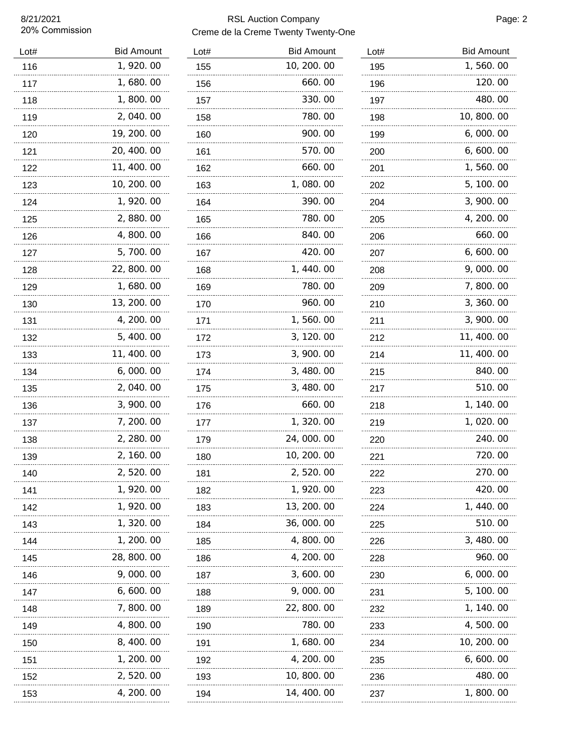8/21/2021
20% Commission

RSL Auction Company
Creme de la Creme Twenty Twenty-One

| Lot# | Bid Amount |
|---|---|
| 116 | 1,920.00 |
| 117 | 1,680.00 |
| 118 | 1,800.00 |
| 119 | 2,040.00 |
| 120 | 19,200.00 |
| 121 | 20,400.00 |
| 122 | 11,400.00 |
| 123 | 10,200.00 |
| 124 | 1,920.00 |
| 125 | 2,880.00 |
| 126 | 4,800.00 |
| 127 | 5,700.00 |
| 128 | 22,800.00 |
| 129 | 1,680.00 |
| 130 | 13,200.00 |
| 131 | 4,200.00 |
| 132 | 5,400.00 |
| 133 | 11,400.00 |
| 134 | 6,000.00 |
| 135 | 2,040.00 |
| 136 | 3,900.00 |
| 137 | 7,200.00 |
| 138 | 2,280.00 |
| 139 | 2,160.00 |
| 140 | 2,520.00 |
| 141 | 1,920.00 |
| 142 | 1,920.00 |
| 143 | 1,320.00 |
| 144 | 1,200.00 |
| 145 | 28,800.00 |
| 146 | 9,000.00 |
| 147 | 6,600.00 |
| 148 | 7,800.00 |
| 149 | 4,800.00 |
| 150 | 8,400.00 |
| 151 | 1,200.00 |
| 152 | 2,520.00 |
| 153 | 4,200.00 |
| 155 | 10,200.00 |
| 156 | 660.00 |
| 157 | 330.00 |
| 158 | 780.00 |
| 160 | 900.00 |
| 161 | 570.00 |
| 162 | 660.00 |
| 163 | 1,080.00 |
| 164 | 390.00 |
| 165 | 780.00 |
| 166 | 840.00 |
| 167 | 420.00 |
| 168 | 1,440.00 |
| 169 | 780.00 |
| 170 | 960.00 |
| 171 | 1,560.00 |
| 172 | 3,120.00 |
| 173 | 3,900.00 |
| 174 | 3,480.00 |
| 175 | 3,480.00 |
| 176 | 660.00 |
| 177 | 1,320.00 |
| 179 | 24,000.00 |
| 180 | 10,200.00 |
| 181 | 2,520.00 |
| 182 | 1,920.00 |
| 183 | 13,200.00 |
| 184 | 36,000.00 |
| 185 | 4,800.00 |
| 186 | 4,200.00 |
| 187 | 3,600.00 |
| 188 | 9,000.00 |
| 189 | 22,800.00 |
| 190 | 780.00 |
| 191 | 1,680.00 |
| 192 | 4,200.00 |
| 193 | 10,800.00 |
| 194 | 14,400.00 |
| 195 | 1,560.00 |
| 196 | 120.00 |
| 197 | 480.00 |
| 198 | 10,800.00 |
| 199 | 6,000.00 |
| 200 | 6,600.00 |
| 201 | 1,560.00 |
| 202 | 5,100.00 |
| 204 | 3,900.00 |
| 205 | 4,200.00 |
| 206 | 660.00 |
| 207 | 6,600.00 |
| 208 | 9,000.00 |
| 209 | 7,800.00 |
| 210 | 3,360.00 |
| 211 | 3,900.00 |
| 212 | 11,400.00 |
| 214 | 11,400.00 |
| 215 | 840.00 |
| 217 | 510.00 |
| 218 | 1,140.00 |
| 219 | 1,020.00 |
| 220 | 240.00 |
| 221 | 720.00 |
| 222 | 270.00 |
| 223 | 420.00 |
| 224 | 1,440.00 |
| 225 | 510.00 |
| 226 | 3,480.00 |
| 228 | 960.00 |
| 230 | 6,000.00 |
| 231 | 5,100.00 |
| 232 | 1,140.00 |
| 233 | 4,500.00 |
| 234 | 10,200.00 |
| 235 | 6,600.00 |
| 236 | 480.00 |
| 237 | 1,800.00 |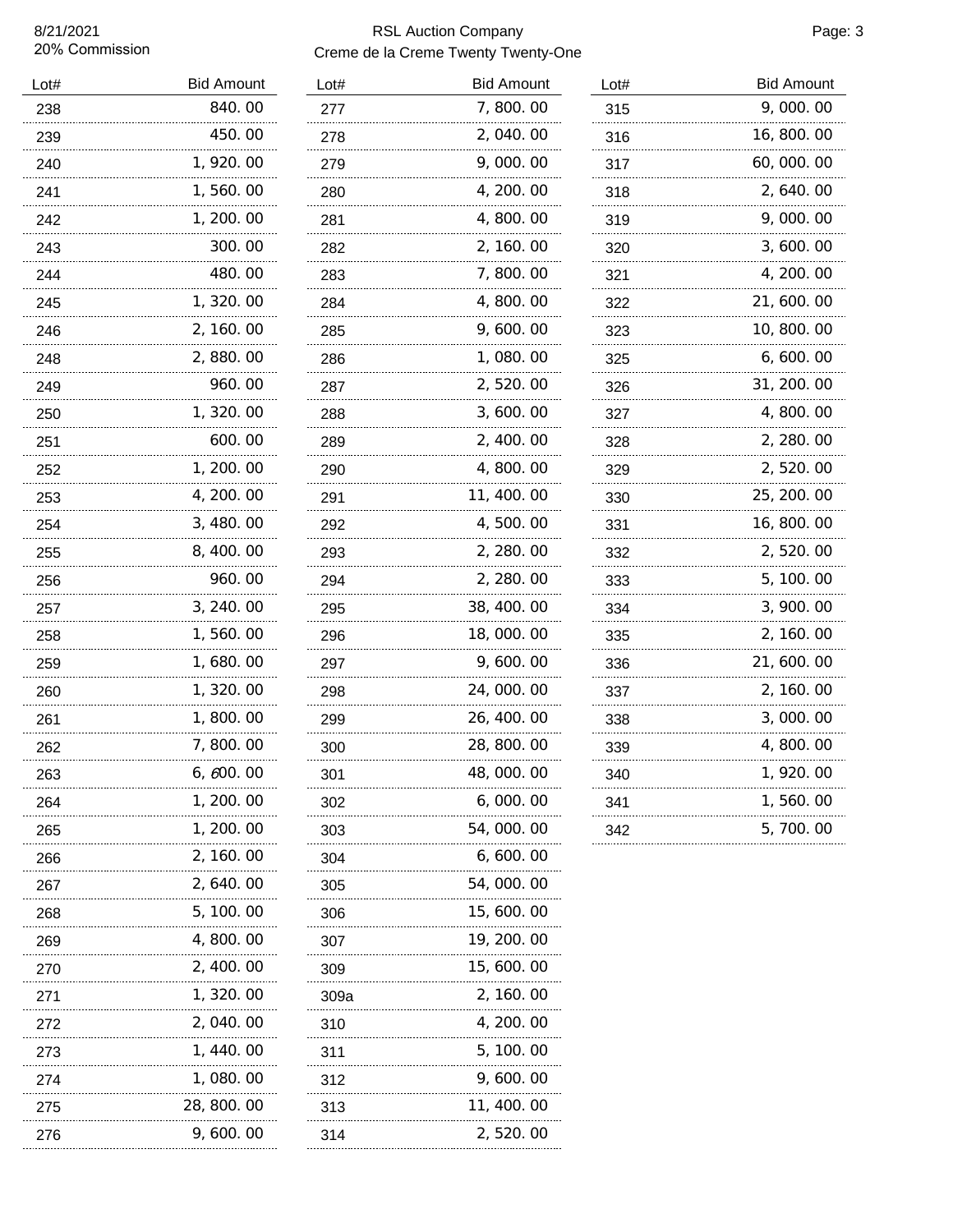8/21/2021
20% Commission

RSL Auction Company
Creme de la Creme Twenty Twenty-One

| Lot# | Bid Amount |
|---|---|
| 238 | 840.00 |
| 239 | 450.00 |
| 240 | 1,920.00 |
| 241 | 1,560.00 |
| 242 | 1,200.00 |
| 243 | 300.00 |
| 244 | 480.00 |
| 245 | 1,320.00 |
| 246 | 2,160.00 |
| 248 | 2,880.00 |
| 249 | 960.00 |
| 250 | 1,320.00 |
| 251 | 600.00 |
| 252 | 1,200.00 |
| 253 | 4,200.00 |
| 254 | 3,480.00 |
| 255 | 8,400.00 |
| 256 | 960.00 |
| 257 | 3,240.00 |
| 258 | 1,560.00 |
| 259 | 1,680.00 |
| 260 | 1,320.00 |
| 261 | 1,800.00 |
| 262 | 7,800.00 |
| 263 | 6,600.00 |
| 264 | 1,200.00 |
| 265 | 1,200.00 |
| 266 | 2,160.00 |
| 267 | 2,640.00 |
| 268 | 5,100.00 |
| 269 | 4,800.00 |
| 270 | 2,400.00 |
| 271 | 1,320.00 |
| 272 | 2,040.00 |
| 273 | 1,440.00 |
| 274 | 1,080.00 |
| 275 | 28,800.00 |
| 276 | 9,600.00 |
| 277 | 7,800.00 |
| 278 | 2,040.00 |
| 279 | 9,000.00 |
| 280 | 4,200.00 |
| 281 | 4,800.00 |
| 282 | 2,160.00 |
| 283 | 7,800.00 |
| 284 | 4,800.00 |
| 285 | 9,600.00 |
| 286 | 1,080.00 |
| 287 | 2,520.00 |
| 288 | 3,600.00 |
| 289 | 2,400.00 |
| 290 | 4,800.00 |
| 291 | 11,400.00 |
| 292 | 4,500.00 |
| 293 | 2,280.00 |
| 294 | 2,280.00 |
| 295 | 38,400.00 |
| 296 | 18,000.00 |
| 297 | 9,600.00 |
| 298 | 24,000.00 |
| 299 | 26,400.00 |
| 300 | 28,800.00 |
| 301 | 48,000.00 |
| 302 | 6,000.00 |
| 303 | 54,000.00 |
| 304 | 6,600.00 |
| 305 | 54,000.00 |
| 306 | 15,600.00 |
| 307 | 19,200.00 |
| 309 | 15,600.00 |
| 309a | 2,160.00 |
| 310 | 4,200.00 |
| 311 | 5,100.00 |
| 312 | 9,600.00 |
| 313 | 11,400.00 |
| 314 | 2,520.00 |
| 315 | 9,000.00 |
| 316 | 16,800.00 |
| 317 | 60,000.00 |
| 318 | 2,640.00 |
| 319 | 9,000.00 |
| 320 | 3,600.00 |
| 321 | 4,200.00 |
| 322 | 21,600.00 |
| 323 | 10,800.00 |
| 325 | 6,600.00 |
| 326 | 31,200.00 |
| 327 | 4,800.00 |
| 328 | 2,280.00 |
| 329 | 2,520.00 |
| 330 | 25,200.00 |
| 331 | 16,800.00 |
| 332 | 2,520.00 |
| 333 | 5,100.00 |
| 334 | 3,900.00 |
| 335 | 2,160.00 |
| 336 | 21,600.00 |
| 337 | 2,160.00 |
| 338 | 3,000.00 |
| 339 | 4,800.00 |
| 340 | 1,920.00 |
| 341 | 1,560.00 |
| 342 | 5,700.00 |